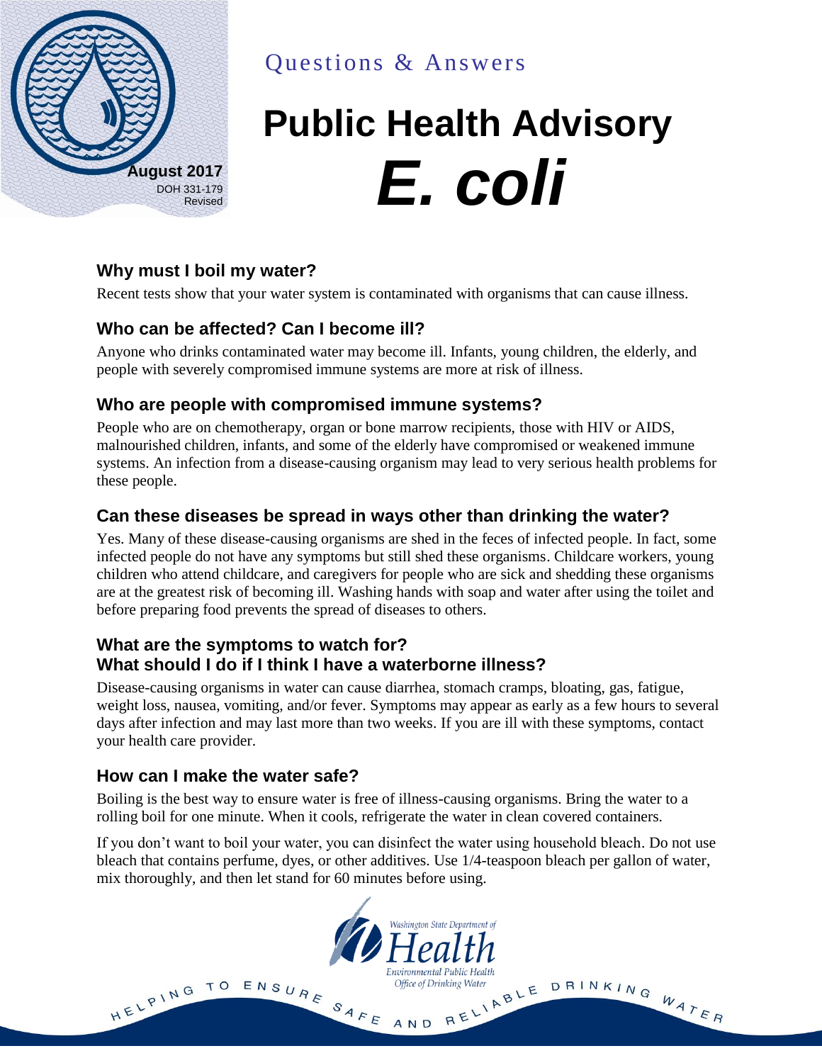Questions & Answers

# Public Health Advisory *E. coli*

**August 2017**
DOH 331-179
Revised

## Why must I boil my water?

Recent tests show that your water system is contaminated with organisms that can cause illness.

## Who can be affected? Can I become ill?

Anyone who drinks contaminated water may become ill. Infants, young children, the elderly, and people with severely compromised immune systems are more at risk of illness.

## Who are people with compromised immune systems?

People who are on chemotherapy, organ or bone marrow recipients, those with HIV or AIDS, malnourished children, infants, and some of the elderly have compromised or weakened immune systems. An infection from a disease-causing organism may lead to very serious health problems for these people.

## Can these diseases be spread in ways other than drinking the water?

Yes. Many of these disease-causing organisms are shed in the feces of infected people. In fact, some infected people do not have any symptoms but still shed these organisms. Childcare workers, young children who attend childcare, and caregivers for people who are sick and shedding these organisms are at the greatest risk of becoming ill. Washing hands with soap and water after using the toilet and before preparing food prevents the spread of diseases to others.

## What are the symptoms to watch for? What should I do if I think I have a waterborne illness?

Disease-causing organisms in water can cause diarrhea, stomach cramps, bloating, gas, fatigue, weight loss, nausea, vomiting, and/or fever. Symptoms may appear as early as a few hours to several days after infection and may last more than two weeks. If you are ill with these symptoms, contact your health care provider.

## How can I make the water safe?

Boiling is the best way to ensure water is free of illness-causing organisms. Bring the water to a rolling boil for one minute. When it cools, refrigerate the water in clean covered containers.

If you don't want to boil your water, you can disinfect the water using household bleach. Do not use bleach that contains perfume, dyes, or other additives. Use 1/4-teaspoon bleach per gallon of water, mix thoroughly, and then let stand for 60 minutes before using.

Washington State Department of Health
Environmental Public Health
Office of Drinking Water

HELPING TO ENSURE SAFE AND RELIABLE DRINKING WATER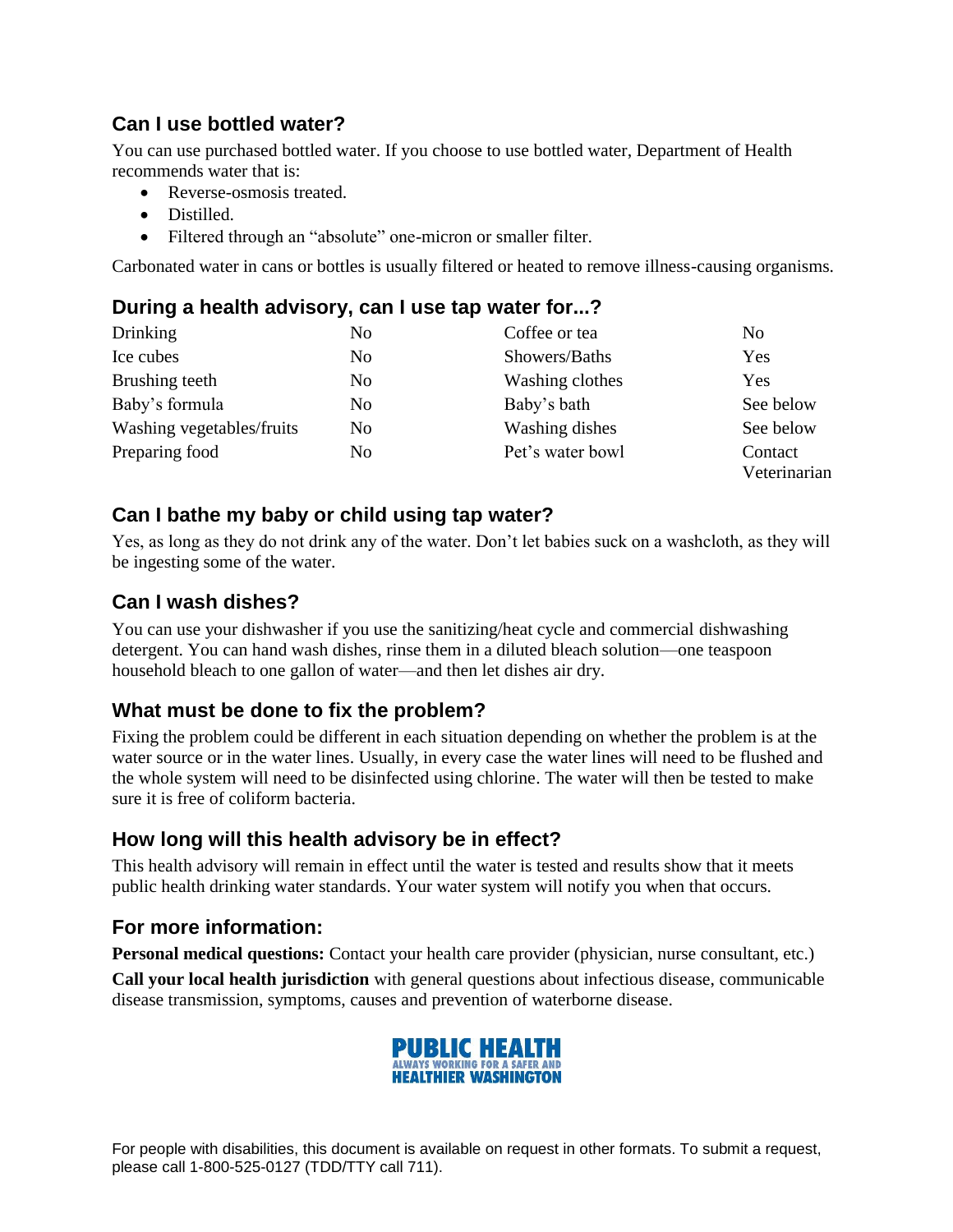## Can I use bottled water?

You can use purchased bottled water. If you choose to use bottled water, Department of Health recommends water that is:

- Reverse-osmosis treated.
- Distilled.
- Filtered through an "absolute" one-micron or smaller filter.

Carbonated water in cans or bottles is usually filtered or heated to remove illness-causing organisms.

## During a health advisory, can I use tap water for...?

| | | | |
|---|---|---|---|
| Drinking | No | Coffee or tea | No |
| Ice cubes | No | Showers/Baths | Yes |
| Brushing teeth | No | Washing clothes | Yes |
| Baby's formula | No | Baby's bath | See below |
| Washing vegetables/fruits | No | Washing dishes | See below |
| Preparing food | No | Pet's water bowl | Contact Veterinarian |

## Can I bathe my baby or child using tap water?

Yes, as long as they do not drink any of the water. Don't let babies suck on a washcloth, as they will be ingesting some of the water.

## Can I wash dishes?

You can use your dishwasher if you use the sanitizing/heat cycle and commercial dishwashing detergent. You can hand wash dishes, rinse them in a diluted bleach solution—one teaspoon household bleach to one gallon of water—and then let dishes air dry.

## What must be done to fix the problem?

Fixing the problem could be different in each situation depending on whether the problem is at the water source or in the water lines. Usually, in every case the water lines will need to be flushed and the whole system will need to be disinfected using chlorine. The water will then be tested to make sure it is free of coliform bacteria.

## How long will this health advisory be in effect?

This health advisory will remain in effect until the water is tested and results show that it meets public health drinking water standards. Your water system will notify you when that occurs.

## For more information:

**Personal medical questions:** Contact your health care provider (physician, nurse consultant, etc.)

**Call your local health jurisdiction** with general questions about infectious disease, communicable disease transmission, symptoms, causes and prevention of waterborne disease.

PUBLIC HEALTH
ALWAYS WORKING FOR A SAFER AND HEALTHIER WASHINGTON

For people with disabilities, this document is available on request in other formats. To submit a request, please call 1-800-525-0127 (TDD/TTY call 711).